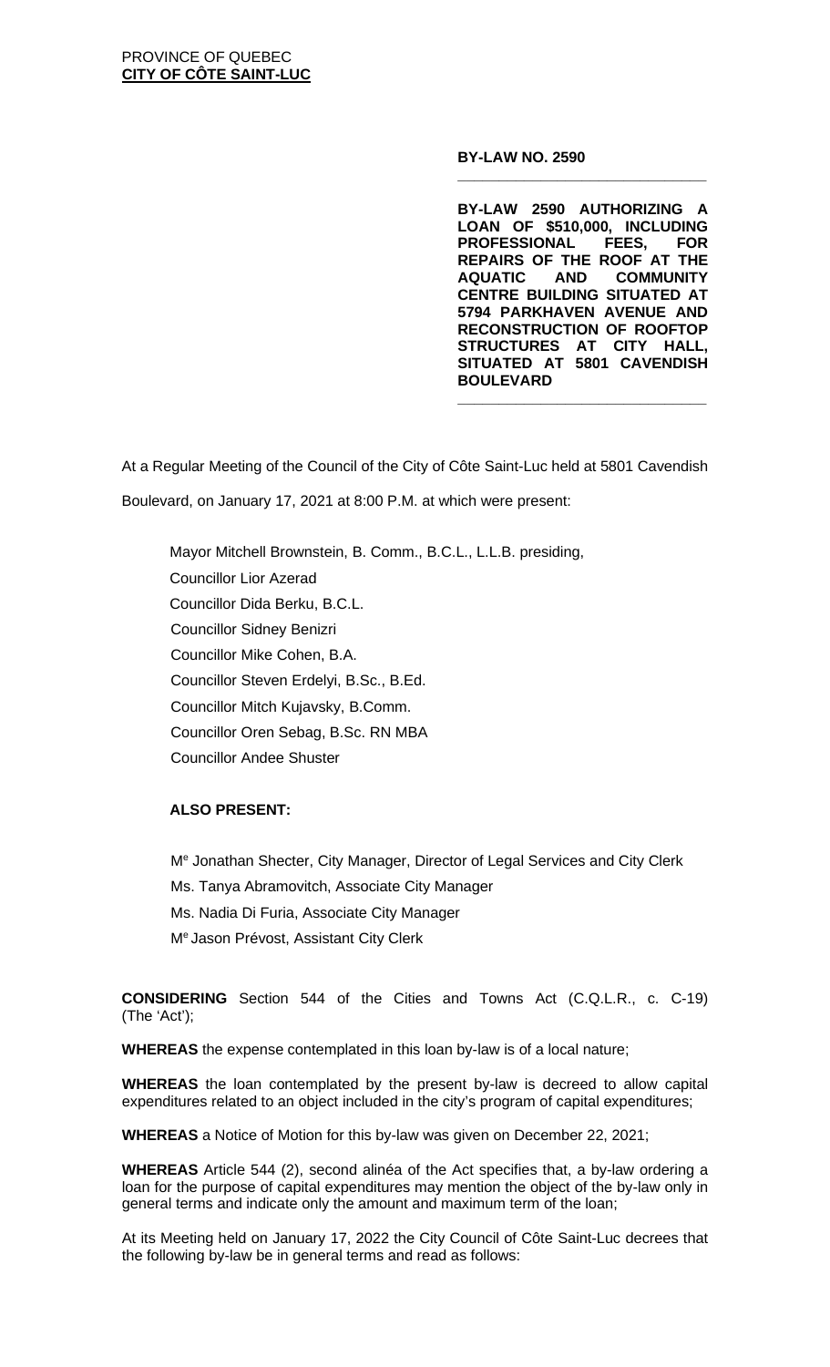PROVINCE OF QUEBEC
**CITY OF CÔTE SAINT-LUC**

**BY-LAW NO. 2590**

**BY-LAW 2590 AUTHORIZING A LOAN OF $510,000, INCLUDING PROFESSIONAL FEES, FOR REPAIRS OF THE ROOF AT THE AQUATIC AND COMMUNITY CENTRE BUILDING SITUATED AT 5794 PARKHAVEN AVENUE AND RECONSTRUCTION OF ROOFTOP STRUCTURES AT CITY HALL, SITUATED AT 5801 CAVENDISH BOULEVARD**

At a Regular Meeting of the Council of the City of Côte Saint-Luc held at 5801 Cavendish Boulevard, on January 17, 2021 at 8:00 P.M. at which were present:

Mayor Mitchell Brownstein, B. Comm., B.C.L., L.L.B. presiding,
Councillor Lior Azerad
Councillor Dida Berku, B.C.L.
Councillor Sidney Benizri
Councillor Mike Cohen, B.A.
Councillor Steven Erdelyi, B.Sc., B.Ed.
Councillor Mitch Kujavsky, B.Comm.
Councillor Oren Sebag, B.Sc. RN MBA
Councillor Andee Shuster

**ALSO PRESENT:**

Me Jonathan Shecter, City Manager, Director of Legal Services and City Clerk
Ms. Tanya Abramovitch, Associate City Manager
Ms. Nadia Di Furia, Associate City Manager
Me Jason Prévost, Assistant City Clerk

**CONSIDERING** Section 544 of the Cities and Towns Act (C.Q.L.R., c. C-19) (The 'Act');

**WHEREAS** the expense contemplated in this loan by-law is of a local nature;

**WHEREAS** the loan contemplated by the present by-law is decreed to allow capital expenditures related to an object included in the city's program of capital expenditures;

**WHEREAS** a Notice of Motion for this by-law was given on December 22, 2021;

**WHEREAS** Article 544 (2), second alinéa of the Act specifies that, a by-law ordering a loan for the purpose of capital expenditures may mention the object of the by-law only in general terms and indicate only the amount and maximum term of the loan;

At its Meeting held on January 17, 2022 the City Council of Côte Saint-Luc decrees that the following by-law be in general terms and read as follows: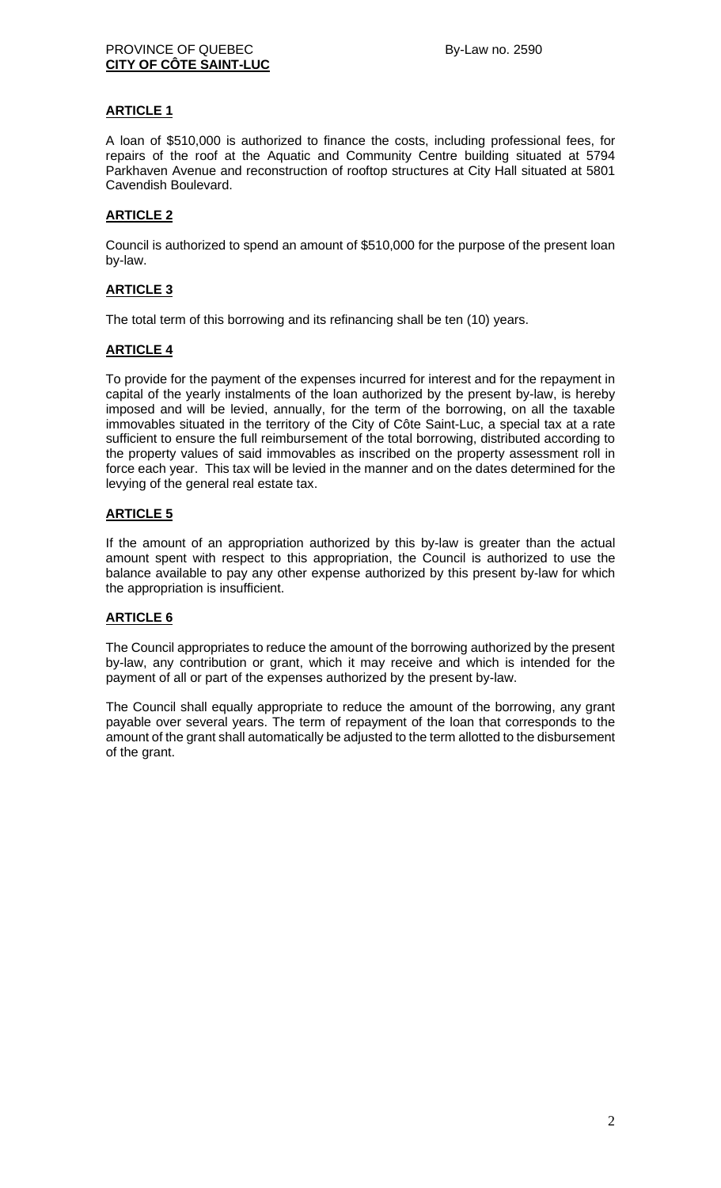## ARTICLE 1

A loan of $510,000 is authorized to finance the costs, including professional fees, for repairs of the roof at the Aquatic and Community Centre building situated at 5794 Parkhaven Avenue and reconstruction of rooftop structures at City Hall situated at 5801 Cavendish Boulevard.

## ARTICLE 2

Council is authorized to spend an amount of $510,000 for the purpose of the present loan by-law.

## ARTICLE 3

The total term of this borrowing and its refinancing shall be ten (10) years.

## ARTICLE 4

To provide for the payment of the expenses incurred for interest and for the repayment in capital of the yearly instalments of the loan authorized by the present by-law, is hereby imposed and will be levied, annually, for the term of the borrowing, on all the taxable immovables situated in the territory of the City of Côte Saint-Luc, a special tax at a rate sufficient to ensure the full reimbursement of the total borrowing, distributed according to the property values of said immovables as inscribed on the property assessment roll in force each year. This tax will be levied in the manner and on the dates determined for the levying of the general real estate tax.

## ARTICLE 5

If the amount of an appropriation authorized by this by-law is greater than the actual amount spent with respect to this appropriation, the Council is authorized to use the balance available to pay any other expense authorized by this present by-law for which the appropriation is insufficient.

## ARTICLE 6

The Council appropriates to reduce the amount of the borrowing authorized by the present by-law, any contribution or grant, which it may receive and which is intended for the payment of all or part of the expenses authorized by the present by-law.

The Council shall equally appropriate to reduce the amount of the borrowing, any grant payable over several years. The term of repayment of the loan that corresponds to the amount of the grant shall automatically be adjusted to the term allotted to the disbursement of the grant.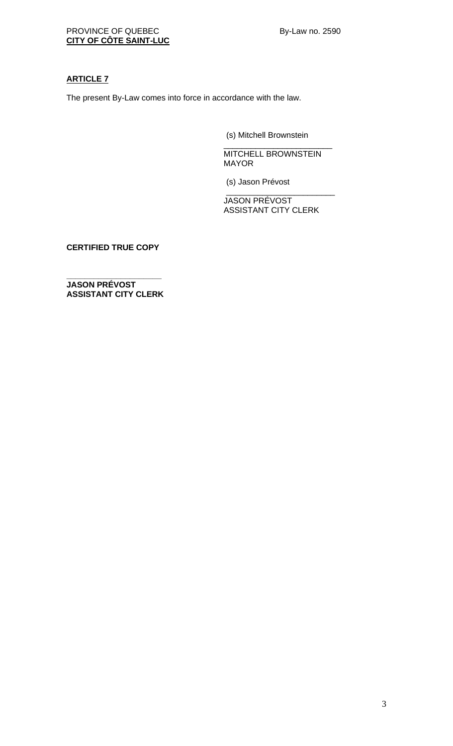## ARTICLE 7

The present By-Law comes into force in accordance with the law.

(s) Mitchell Brownstein

________________________
MITCHELL BROWNSTEIN
MAYOR

(s) Jason Prévost

________________________
JASON PRÉVOST
ASSISTANT CITY CLERK

**CERTIFIED TRUE COPY**

________________________
**JASON PRÉVOST**
**ASSISTANT CITY CLERK**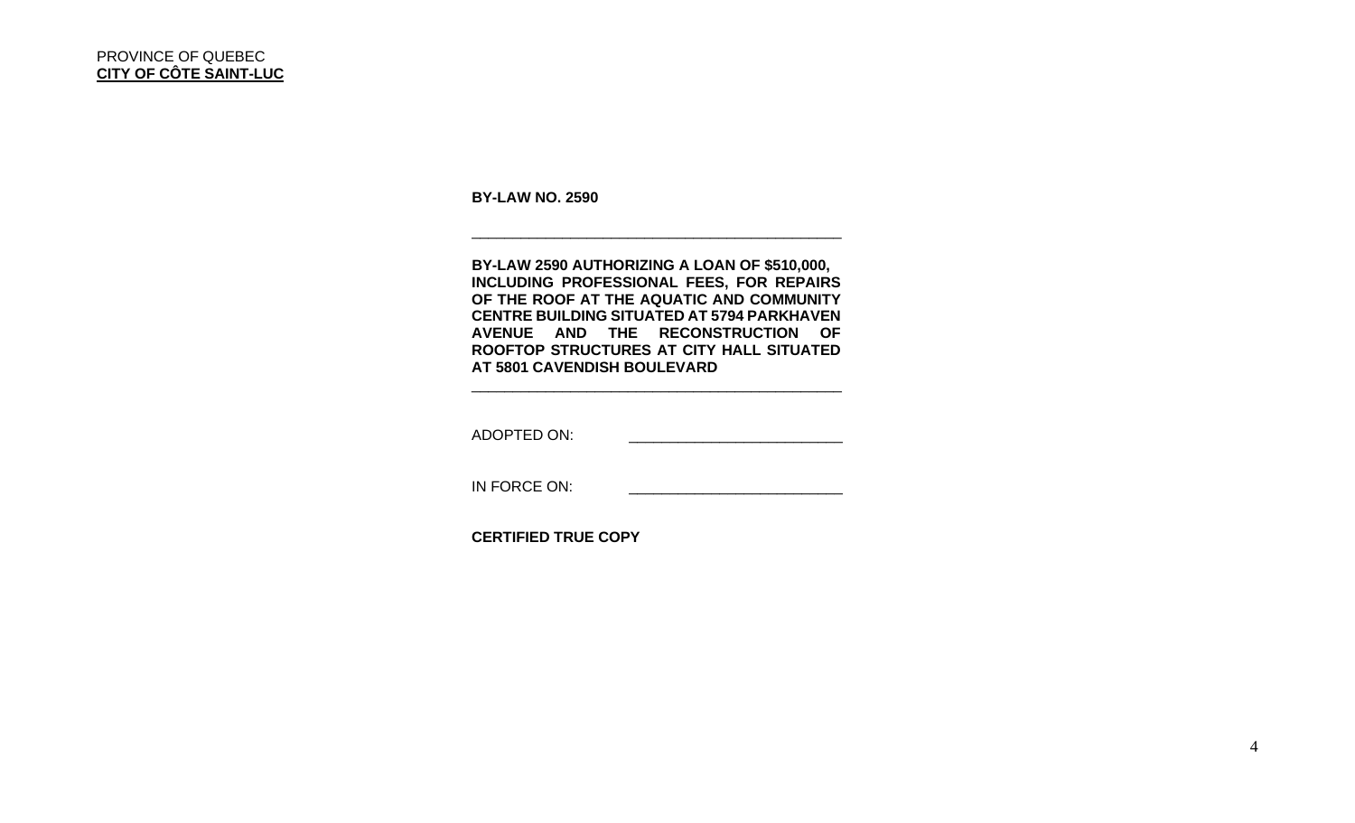PROVINCE OF QUEBEC
**CITY OF CÔTE SAINT-LUC**

**BY-LAW NO. 2590**

---

**BY-LAW 2590 AUTHORIZING A LOAN OF $510,000, INCLUDING PROFESSIONAL FEES, FOR REPAIRS OF THE ROOF AT THE AQUATIC AND COMMUNITY CENTRE BUILDING SITUATED AT 5794 PARKHAVEN AVENUE AND THE RECONSTRUCTION OF ROOFTOP STRUCTURES AT CITY HALL SITUATED AT 5801 CAVENDISH BOULEVARD**

---

ADOPTED ON: _________________________

IN FORCE ON: _________________________

**CERTIFIED TRUE COPY**